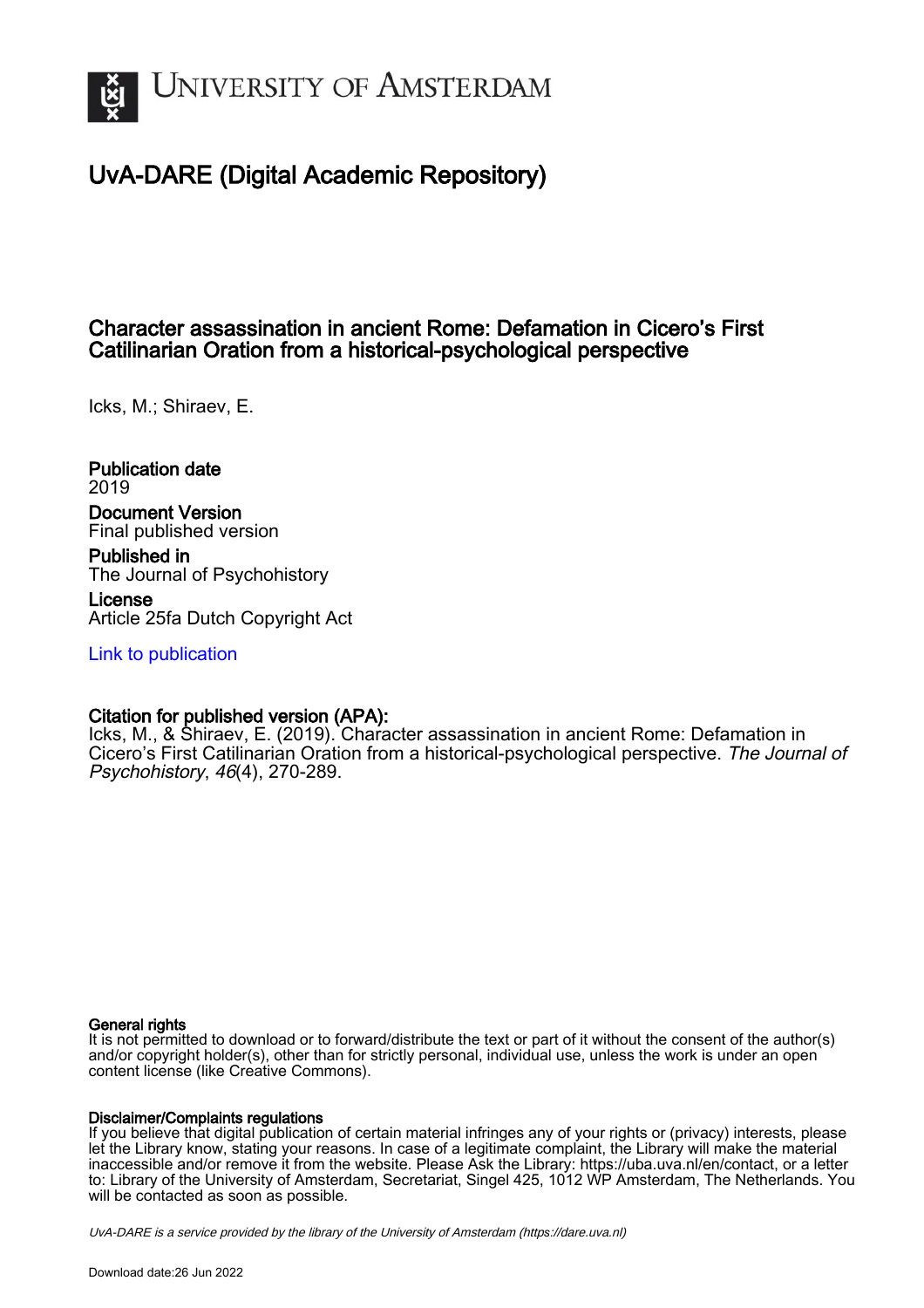# University of Amsterdam

## UvA-DARE (Digital Academic Repository)

### Character assassination in ancient Rome: Defamation in Cicero's First Catilinarian Oration from a historical-psychological perspective

Icks, M.; Shiraev, E.

**Publication date**
2019

**Document Version**
Final published version

**Published in**
The Journal of Psychohistory

**License**
Article 25fa Dutch Copyright Act

Link to publication

**Citation for published version (APA):**
Icks, M., & Shiraev, E. (2019). Character assassination in ancient Rome: Defamation in Cicero's First Catilinarian Oration from a historical-psychological perspective. *The Journal of Psychohistory*, *46*(4), 270-289.

**General rights**
It is not permitted to download or to forward/distribute the text or part of it without the consent of the author(s) and/or copyright holder(s), other than for strictly personal, individual use, unless the work is under an open content license (like Creative Commons).

**Disclaimer/Complaints regulations**
If you believe that digital publication of certain material infringes any of your rights or (privacy) interests, please let the Library know, stating your reasons. In case of a legitimate complaint, the Library will make the material inaccessible and/or remove it from the website. Please Ask the Library: https://uba.uva.nl/en/contact, or a letter to: Library of the University of Amsterdam, Secretariat, Singel 425, 1012 WP Amsterdam, The Netherlands. You will be contacted as soon as possible.

UvA-DARE is a service provided by the library of the University of Amsterdam (https://dare.uva.nl)

Download date:26 Jun 2022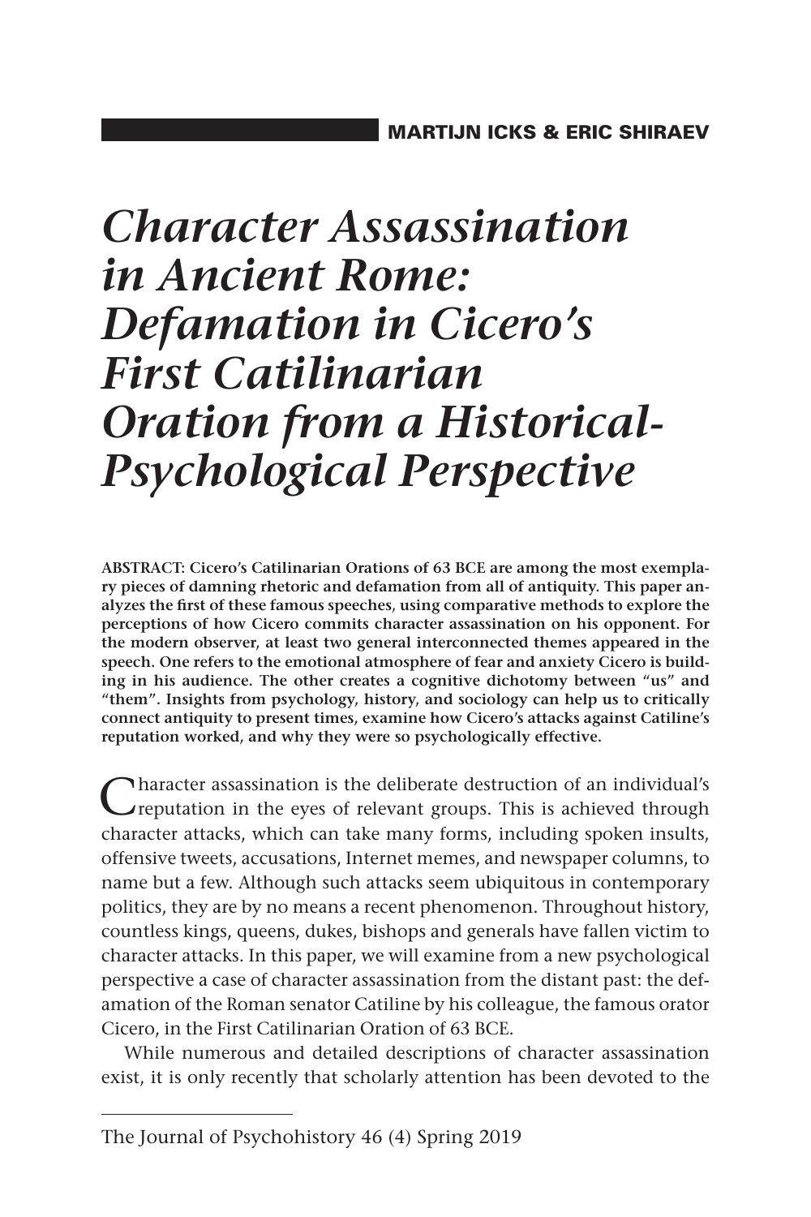MARTIJN ICKS & ERIC SHIRAEV

# *Character Assassination in Ancient Rome: Defamation in Cicero's First Catilinarian Oration from a Historical-Psychological Perspective*

**ABSTRACT: Cicero's Catilinarian Orations of 63 BCE are among the most exemplary pieces of damning rhetoric and defamation from all of antiquity. This paper analyzes the first of these famous speeches, using comparative methods to explore the perceptions of how Cicero commits character assassination on his opponent. For the modern observer, at least two general interconnected themes appeared in the speech. One refers to the emotional atmosphere of fear and anxiety Cicero is building in his audience. The other creates a cognitive dichotomy between "us" and "them". Insights from psychology, history, and sociology can help us to critically connect antiquity to present times, examine how Cicero's attacks against Catiline's reputation worked, and why they were so psychologically effective.**

Character assassination is the deliberate destruction of an individual's reputation in the eyes of relevant groups. This is achieved through character attacks, which can take many forms, including spoken insults, offensive tweets, accusations, Internet memes, and newspaper columns, to name but a few. Although such attacks seem ubiquitous in contemporary politics, they are by no means a recent phenomenon. Throughout history, countless kings, queens, dukes, bishops and generals have fallen victim to character attacks. In this paper, we will examine from a new psychological perspective a case of character assassination from the distant past: the defamation of the Roman senator Catiline by his colleague, the famous orator Cicero, in the First Catilinarian Oration of 63 BCE.

While numerous and detailed descriptions of character assassination exist, it is only recently that scholarly attention has been devoted to the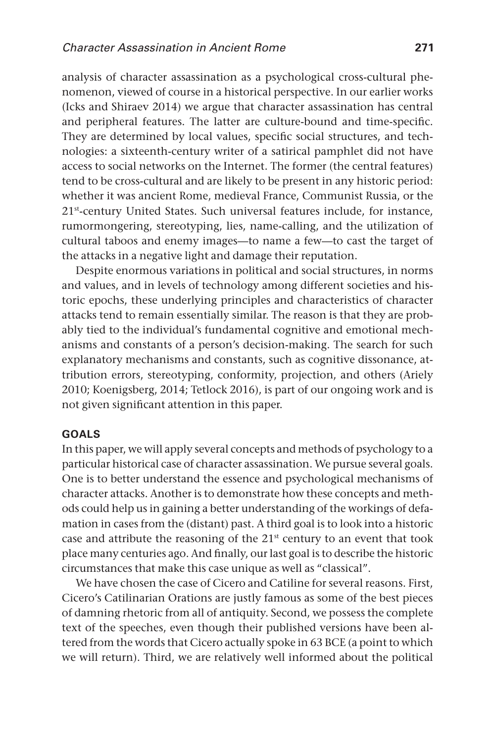analysis of character assassination as a psychological cross-cultural phenomenon, viewed of course in a historical perspective. In our earlier works (Icks and Shiraev 2014) we argue that character assassination has central and peripheral features. The latter are culture-bound and time-specific. They are determined by local values, specific social structures, and technologies: a sixteenth-century writer of a satirical pamphlet did not have access to social networks on the Internet. The former (the central features) tend to be cross-cultural and are likely to be present in any historic period: whether it was ancient Rome, medieval France, Communist Russia, or the 21st-century United States. Such universal features include, for instance, rumormongering, stereotyping, lies, name-calling, and the utilization of cultural taboos and enemy images—to name a few—to cast the target of the attacks in a negative light and damage their reputation.

Despite enormous variations in political and social structures, in norms and values, and in levels of technology among different societies and historic epochs, these underlying principles and characteristics of character attacks tend to remain essentially similar. The reason is that they are probably tied to the individual's fundamental cognitive and emotional mechanisms and constants of a person's decision-making. The search for such explanatory mechanisms and constants, such as cognitive dissonance, attribution errors, stereotyping, conformity, projection, and others (Ariely 2010; Koenigsberg, 2014; Tetlock 2016), is part of our ongoing work and is not given significant attention in this paper.

## GOALS

In this paper, we will apply several concepts and methods of psychology to a particular historical case of character assassination. We pursue several goals. One is to better understand the essence and psychological mechanisms of character attacks. Another is to demonstrate how these concepts and methods could help us in gaining a better understanding of the workings of defamation in cases from the (distant) past. A third goal is to look into a historic case and attribute the reasoning of the 21st century to an event that took place many centuries ago. And finally, our last goal is to describe the historic circumstances that make this case unique as well as "classical".

We have chosen the case of Cicero and Catiline for several reasons. First, Cicero's Catilinarian Orations are justly famous as some of the best pieces of damning rhetoric from all of antiquity. Second, we possess the complete text of the speeches, even though their published versions have been altered from the words that Cicero actually spoke in 63 BCE (a point to which we will return). Third, we are relatively well informed about the political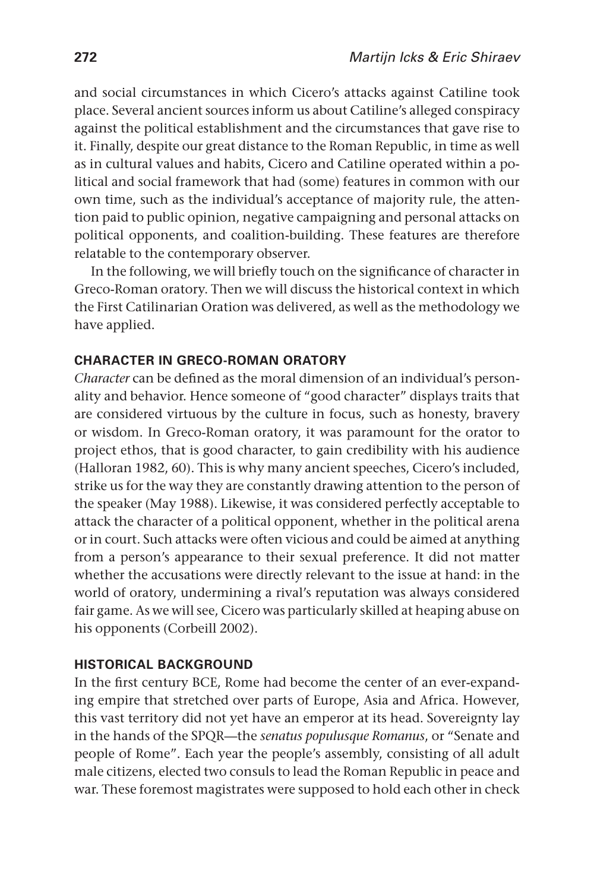and social circumstances in which Cicero's attacks against Catiline took place. Several ancient sources inform us about Catiline's alleged conspiracy against the political establishment and the circumstances that gave rise to it. Finally, despite our great distance to the Roman Republic, in time as well as in cultural values and habits, Cicero and Catiline operated within a political and social framework that had (some) features in common with our own time, such as the individual's acceptance of majority rule, the attention paid to public opinion, negative campaigning and personal attacks on political opponents, and coalition-building. These features are therefore relatable to the contemporary observer.

In the following, we will briefly touch on the significance of character in Greco-Roman oratory. Then we will discuss the historical context in which the First Catilinarian Oration was delivered, as well as the methodology we have applied.

## CHARACTER IN GRECO-ROMAN ORATORY

*Character* can be defined as the moral dimension of an individual's personality and behavior. Hence someone of "good character" displays traits that are considered virtuous by the culture in focus, such as honesty, bravery or wisdom. In Greco-Roman oratory, it was paramount for the orator to project ethos, that is good character, to gain credibility with his audience (Halloran 1982, 60). This is why many ancient speeches, Cicero's included, strike us for the way they are constantly drawing attention to the person of the speaker (May 1988). Likewise, it was considered perfectly acceptable to attack the character of a political opponent, whether in the political arena or in court. Such attacks were often vicious and could be aimed at anything from a person's appearance to their sexual preference. It did not matter whether the accusations were directly relevant to the issue at hand: in the world of oratory, undermining a rival's reputation was always considered fair game. As we will see, Cicero was particularly skilled at heaping abuse on his opponents (Corbeill 2002).

## HISTORICAL BACKGROUND

In the first century BCE, Rome had become the center of an ever-expanding empire that stretched over parts of Europe, Asia and Africa. However, this vast territory did not yet have an emperor at its head. Sovereignty lay in the hands of the SPQR—the *senatus populusque Romanus*, or "Senate and people of Rome". Each year the people's assembly, consisting of all adult male citizens, elected two consuls to lead the Roman Republic in peace and war. These foremost magistrates were supposed to hold each other in check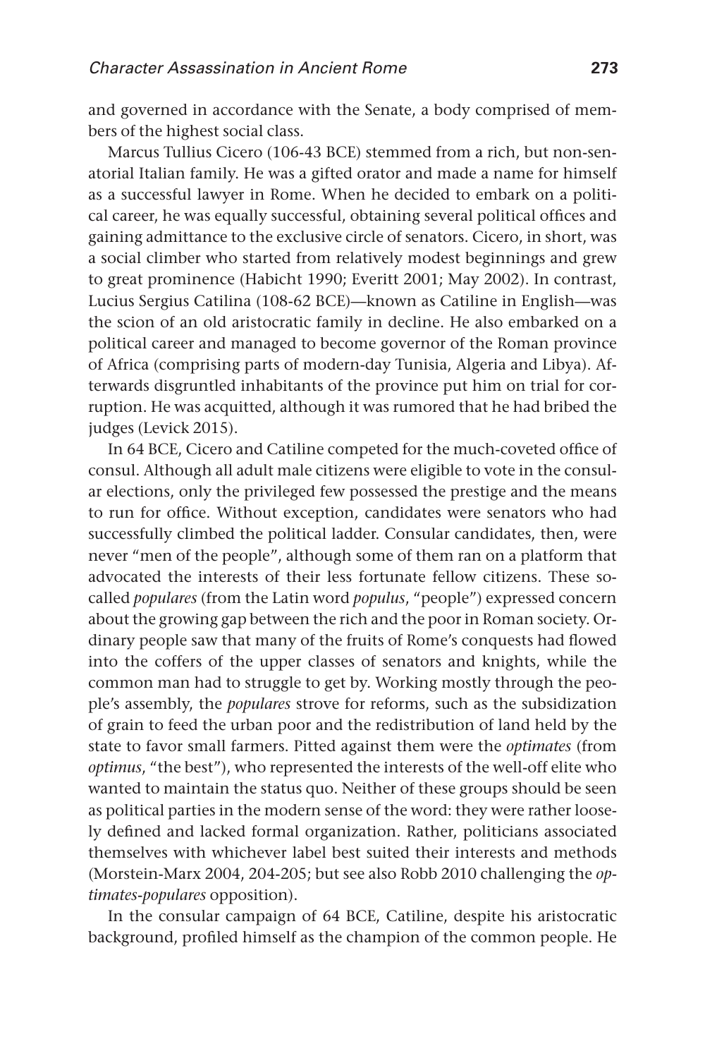and governed in accordance with the Senate, a body comprised of members of the highest social class.

Marcus Tullius Cicero (106-43 BCE) stemmed from a rich, but non-senatorial Italian family. He was a gifted orator and made a name for himself as a successful lawyer in Rome. When he decided to embark on a political career, he was equally successful, obtaining several political offices and gaining admittance to the exclusive circle of senators. Cicero, in short, was a social climber who started from relatively modest beginnings and grew to great prominence (Habicht 1990; Everitt 2001; May 2002). In contrast, Lucius Sergius Catilina (108-62 BCE)—known as Catiline in English—was the scion of an old aristocratic family in decline. He also embarked on a political career and managed to become governor of the Roman province of Africa (comprising parts of modern-day Tunisia, Algeria and Libya). Afterwards disgruntled inhabitants of the province put him on trial for corruption. He was acquitted, although it was rumored that he had bribed the judges (Levick 2015).

In 64 BCE, Cicero and Catiline competed for the much-coveted office of consul. Although all adult male citizens were eligible to vote in the consular elections, only the privileged few possessed the prestige and the means to run for office. Without exception, candidates were senators who had successfully climbed the political ladder. Consular candidates, then, were never "men of the people", although some of them ran on a platform that advocated the interests of their less fortunate fellow citizens. These so-called *populares* (from the Latin word *populus*, "people") expressed concern about the growing gap between the rich and the poor in Roman society. Ordinary people saw that many of the fruits of Rome's conquests had flowed into the coffers of the upper classes of senators and knights, while the common man had to struggle to get by. Working mostly through the people's assembly, the *populares* strove for reforms, such as the subsidization of grain to feed the urban poor and the redistribution of land held by the state to favor small farmers. Pitted against them were the *optimates* (from *optimus*, "the best"), who represented the interests of the well-off elite who wanted to maintain the status quo. Neither of these groups should be seen as political parties in the modern sense of the word: they were rather loosely defined and lacked formal organization. Rather, politicians associated themselves with whichever label best suited their interests and methods (Morstein-Marx 2004, 204-205; but see also Robb 2010 challenging the *optimates*-*populares* opposition).

In the consular campaign of 64 BCE, Catiline, despite his aristocratic background, profiled himself as the champion of the common people. He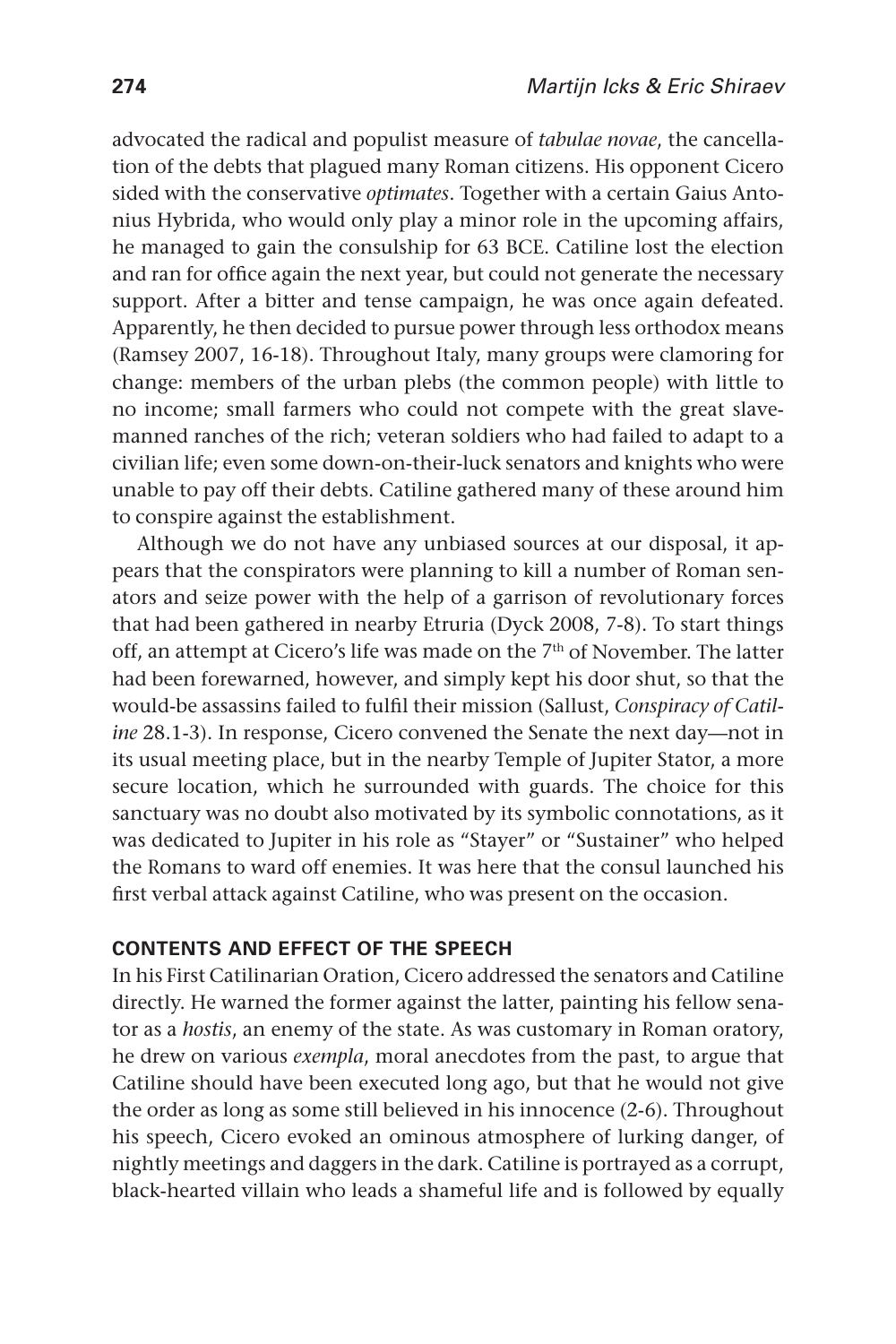advocated the radical and populist measure of *tabulae novae*, the cancellation of the debts that plagued many Roman citizens. His opponent Cicero sided with the conservative *optimates*. Together with a certain Gaius Antonius Hybrida, who would only play a minor role in the upcoming affairs, he managed to gain the consulship for 63 BCE. Catiline lost the election and ran for office again the next year, but could not generate the necessary support. After a bitter and tense campaign, he was once again defeated. Apparently, he then decided to pursue power through less orthodox means (Ramsey 2007, 16-18). Throughout Italy, many groups were clamoring for change: members of the urban plebs (the common people) with little to no income; small farmers who could not compete with the great slave-manned ranches of the rich; veteran soldiers who had failed to adapt to a civilian life; even some down-on-their-luck senators and knights who were unable to pay off their debts. Catiline gathered many of these around him to conspire against the establishment.

Although we do not have any unbiased sources at our disposal, it appears that the conspirators were planning to kill a number of Roman senators and seize power with the help of a garrison of revolutionary forces that had been gathered in nearby Etruria (Dyck 2008, 7-8). To start things off, an attempt at Cicero's life was made on the 7th of November. The latter had been forewarned, however, and simply kept his door shut, so that the would-be assassins failed to fulfil their mission (Sallust, *Conspiracy of Catiline* 28.1-3). In response, Cicero convened the Senate the next day—not in its usual meeting place, but in the nearby Temple of Jupiter Stator, a more secure location, which he surrounded with guards. The choice for this sanctuary was no doubt also motivated by its symbolic connotations, as it was dedicated to Jupiter in his role as "Stayer" or "Sustainer" who helped the Romans to ward off enemies. It was here that the consul launched his first verbal attack against Catiline, who was present on the occasion.

## CONTENTS AND EFFECT OF THE SPEECH

In his First Catilinarian Oration, Cicero addressed the senators and Catiline directly. He warned the former against the latter, painting his fellow senator as a *hostis*, an enemy of the state. As was customary in Roman oratory, he drew on various *exempla*, moral anecdotes from the past, to argue that Catiline should have been executed long ago, but that he would not give the order as long as some still believed in his innocence (2-6). Throughout his speech, Cicero evoked an ominous atmosphere of lurking danger, of nightly meetings and daggers in the dark. Catiline is portrayed as a corrupt, black-hearted villain who leads a shameful life and is followed by equally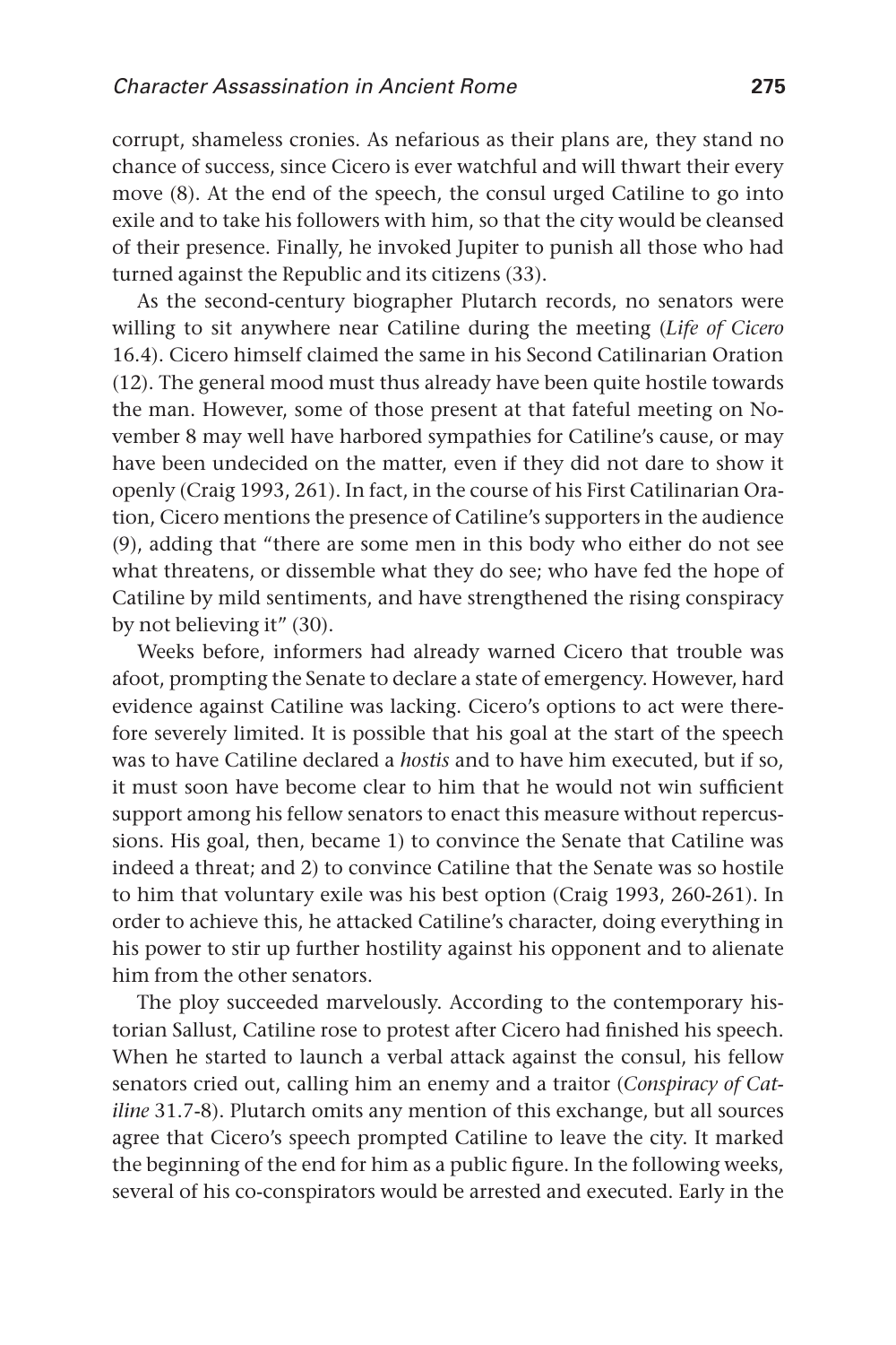corrupt, shameless cronies. As nefarious as their plans are, they stand no chance of success, since Cicero is ever watchful and will thwart their every move (8). At the end of the speech, the consul urged Catiline to go into exile and to take his followers with him, so that the city would be cleansed of their presence. Finally, he invoked Jupiter to punish all those who had turned against the Republic and its citizens (33).

As the second-century biographer Plutarch records, no senators were willing to sit anywhere near Catiline during the meeting (*Life of Cicero* 16.4). Cicero himself claimed the same in his Second Catilinarian Oration (12). The general mood must thus already have been quite hostile towards the man. However, some of those present at that fateful meeting on November 8 may well have harbored sympathies for Catiline's cause, or may have been undecided on the matter, even if they did not dare to show it openly (Craig 1993, 261). In fact, in the course of his First Catilinarian Oration, Cicero mentions the presence of Catiline's supporters in the audience (9), adding that "there are some men in this body who either do not see what threatens, or dissemble what they do see; who have fed the hope of Catiline by mild sentiments, and have strengthened the rising conspiracy by not believing it" (30).

Weeks before, informers had already warned Cicero that trouble was afoot, prompting the Senate to declare a state of emergency. However, hard evidence against Catiline was lacking. Cicero's options to act were therefore severely limited. It is possible that his goal at the start of the speech was to have Catiline declared a *hostis* and to have him executed, but if so, it must soon have become clear to him that he would not win sufficient support among his fellow senators to enact this measure without repercussions. His goal, then, became 1) to convince the Senate that Catiline was indeed a threat; and 2) to convince Catiline that the Senate was so hostile to him that voluntary exile was his best option (Craig 1993, 260-261). In order to achieve this, he attacked Catiline's character, doing everything in his power to stir up further hostility against his opponent and to alienate him from the other senators.

The ploy succeeded marvelously. According to the contemporary historian Sallust, Catiline rose to protest after Cicero had finished his speech. When he started to launch a verbal attack against the consul, his fellow senators cried out, calling him an enemy and a traitor (*Conspiracy of Catiline* 31.7-8). Plutarch omits any mention of this exchange, but all sources agree that Cicero's speech prompted Catiline to leave the city. It marked the beginning of the end for him as a public figure. In the following weeks, several of his co-conspirators would be arrested and executed. Early in the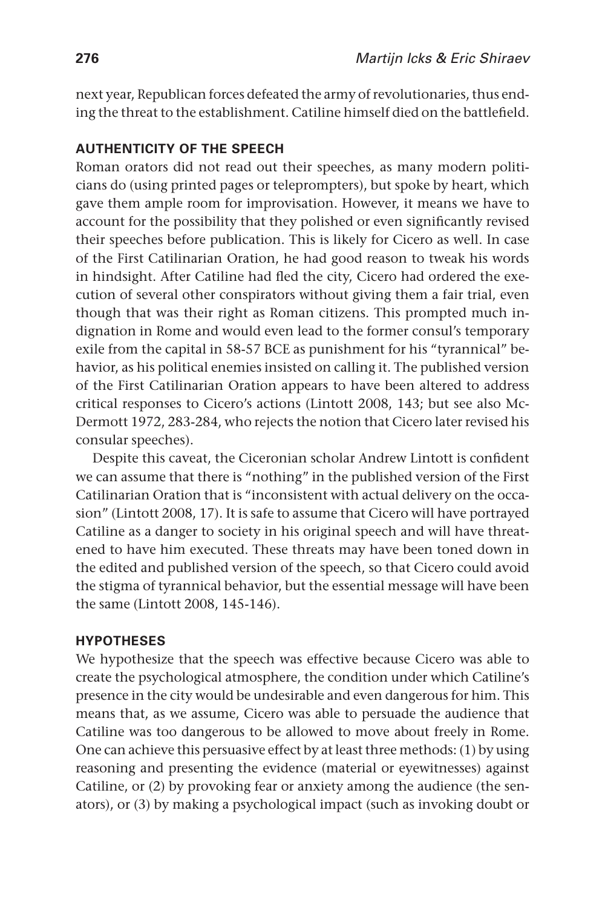next year, Republican forces defeated the army of revolutionaries, thus ending the threat to the establishment. Catiline himself died on the battlefield.

## AUTHENTICITY OF THE SPEECH

Roman orators did not read out their speeches, as many modern politicians do (using printed pages or teleprompters), but spoke by heart, which gave them ample room for improvisation. However, it means we have to account for the possibility that they polished or even significantly revised their speeches before publication. This is likely for Cicero as well. In case of the First Catilinarian Oration, he had good reason to tweak his words in hindsight. After Catiline had fled the city, Cicero had ordered the execution of several other conspirators without giving them a fair trial, even though that was their right as Roman citizens. This prompted much indignation in Rome and would even lead to the former consul's temporary exile from the capital in 58-57 BCE as punishment for his "tyrannical" behavior, as his political enemies insisted on calling it. The published version of the First Catilinarian Oration appears to have been altered to address critical responses to Cicero's actions (Lintott 2008, 143; but see also McDermott 1972, 283-284, who rejects the notion that Cicero later revised his consular speeches).

Despite this caveat, the Ciceronian scholar Andrew Lintott is confident we can assume that there is "nothing" in the published version of the First Catilinarian Oration that is "inconsistent with actual delivery on the occasion" (Lintott 2008, 17). It is safe to assume that Cicero will have portrayed Catiline as a danger to society in his original speech and will have threatened to have him executed. These threats may have been toned down in the edited and published version of the speech, so that Cicero could avoid the stigma of tyrannical behavior, but the essential message will have been the same (Lintott 2008, 145-146).

## HYPOTHESES

We hypothesize that the speech was effective because Cicero was able to create the psychological atmosphere, the condition under which Catiline's presence in the city would be undesirable and even dangerous for him. This means that, as we assume, Cicero was able to persuade the audience that Catiline was too dangerous to be allowed to move about freely in Rome. One can achieve this persuasive effect by at least three methods: (1) by using reasoning and presenting the evidence (material or eyewitnesses) against Catiline, or (2) by provoking fear or anxiety among the audience (the senators), or (3) by making a psychological impact (such as invoking doubt or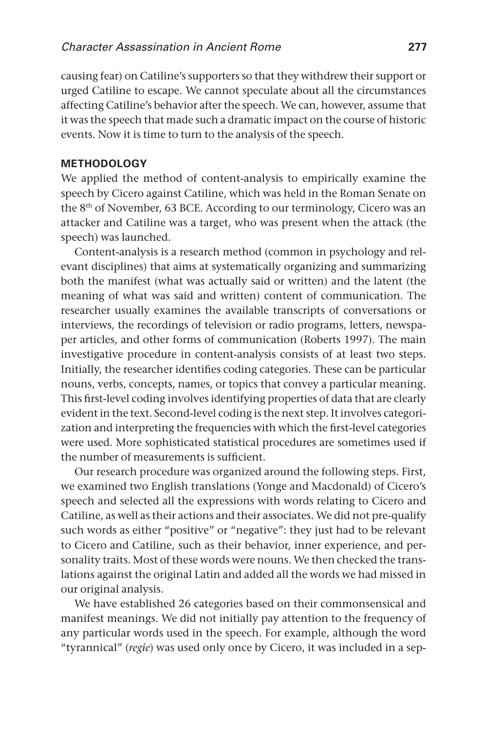causing fear) on Catiline's supporters so that they withdrew their support or urged Catiline to escape. We cannot speculate about all the circumstances affecting Catiline's behavior after the speech. We can, however, assume that it was the speech that made such a dramatic impact on the course of historic events. Now it is time to turn to the analysis of the speech.

## METHODOLOGY

We applied the method of content-analysis to empirically examine the speech by Cicero against Catiline, which was held in the Roman Senate on the 8th of November, 63 BCE. According to our terminology, Cicero was an attacker and Catiline was a target, who was present when the attack (the speech) was launched.

Content-analysis is a research method (common in psychology and relevant disciplines) that aims at systematically organizing and summarizing both the manifest (what was actually said or written) and the latent (the meaning of what was said and written) content of communication. The researcher usually examines the available transcripts of conversations or interviews, the recordings of television or radio programs, letters, newspaper articles, and other forms of communication (Roberts 1997). The main investigative procedure in content-analysis consists of at least two steps. Initially, the researcher identifies coding categories. These can be particular nouns, verbs, concepts, names, or topics that convey a particular meaning. This first-level coding involves identifying properties of data that are clearly evident in the text. Second-level coding is the next step. It involves categorization and interpreting the frequencies with which the first-level categories were used. More sophisticated statistical procedures are sometimes used if the number of measurements is sufficient.

Our research procedure was organized around the following steps. First, we examined two English translations (Yonge and Macdonald) of Cicero's speech and selected all the expressions with words relating to Cicero and Catiline, as well as their actions and their associates. We did not pre-qualify such words as either "positive" or "negative": they just had to be relevant to Cicero and Catiline, such as their behavior, inner experience, and personality traits. Most of these words were nouns. We then checked the translations against the original Latin and added all the words we had missed in our original analysis.

We have established 26 categories based on their commonsensical and manifest meanings. We did not initially pay attention to the frequency of any particular words used in the speech. For example, although the word "tyrannical" (*regie*) was used only once by Cicero, it was included in a sep-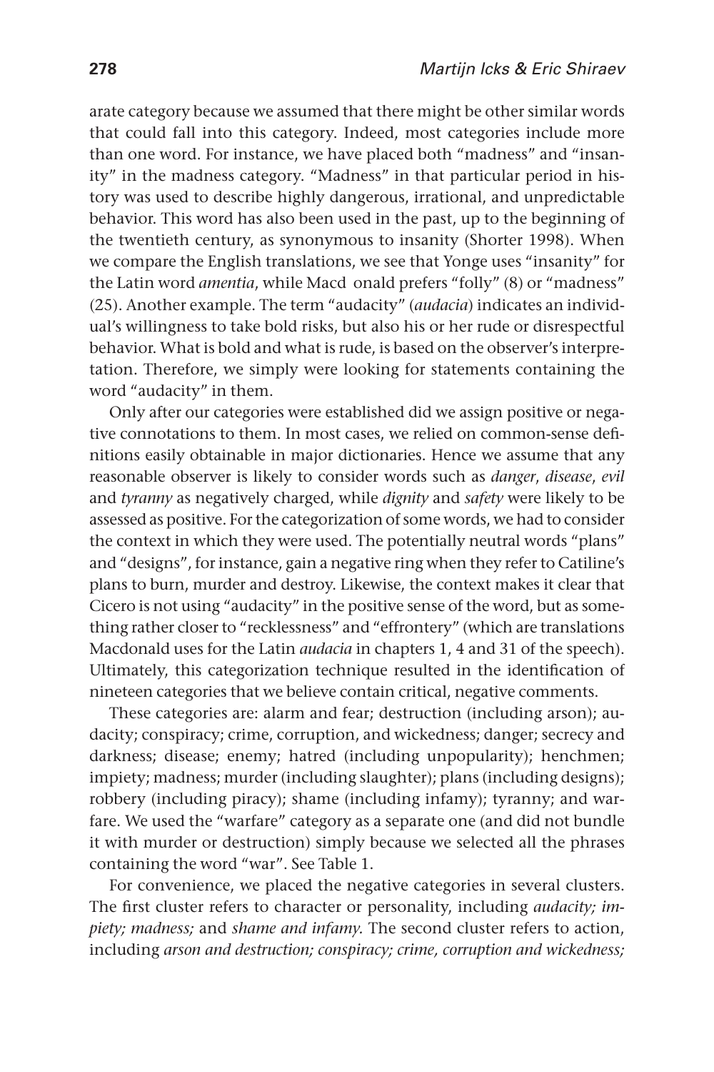arate category because we assumed that there might be other similar words that could fall into this category. Indeed, most categories include more than one word. For instance, we have placed both "madness" and "insanity" in the madness category. "Madness" in that particular period in history was used to describe highly dangerous, irrational, and unpredictable behavior. This word has also been used in the past, up to the beginning of the twentieth century, as synonymous to insanity (Shorter 1998). When we compare the English translations, we see that Yonge uses "insanity" for the Latin word *amentia*, while Macd onald prefers "folly" (8) or "madness" (25). Another example. The term "audacity" (*audacia*) indicates an individual's willingness to take bold risks, but also his or her rude or disrespectful behavior. What is bold and what is rude, is based on the observer's interpretation. Therefore, we simply were looking for statements containing the word "audacity" in them.

Only after our categories were established did we assign positive or negative connotations to them. In most cases, we relied on common-sense definitions easily obtainable in major dictionaries. Hence we assume that any reasonable observer is likely to consider words such as *danger*, *disease*, *evil* and *tyranny* as negatively charged, while *dignity* and *safety* were likely to be assessed as positive. For the categorization of some words, we had to consider the context in which they were used. The potentially neutral words "plans" and "designs", for instance, gain a negative ring when they refer to Catiline's plans to burn, murder and destroy. Likewise, the context makes it clear that Cicero is not using "audacity" in the positive sense of the word, but as something rather closer to "recklessness" and "effrontery" (which are translations Macdonald uses for the Latin *audacia* in chapters 1, 4 and 31 of the speech). Ultimately, this categorization technique resulted in the identification of nineteen categories that we believe contain critical, negative comments.

These categories are: alarm and fear; destruction (including arson); audacity; conspiracy; crime, corruption, and wickedness; danger; secrecy and darkness; disease; enemy; hatred (including unpopularity); henchmen; impiety; madness; murder (including slaughter); plans (including designs); robbery (including piracy); shame (including infamy); tyranny; and warfare. We used the "warfare" category as a separate one (and did not bundle it with murder or destruction) simply because we selected all the phrases containing the word "war". See Table 1.

For convenience, we placed the negative categories in several clusters. The first cluster refers to character or personality, including *audacity; impiety; madness;* and *shame and infamy*. The second cluster refers to action, including *arson and destruction; conspiracy; crime, corruption and wickedness;*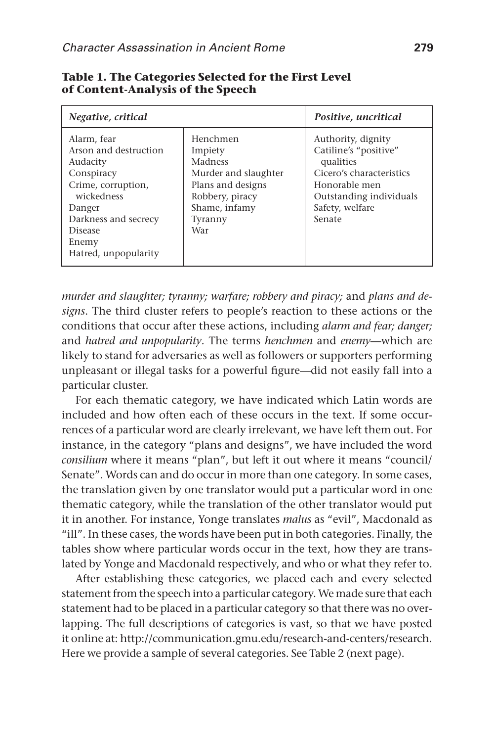**Table 1. The Categories Selected for the First Level of Content-Analysis of the Speech**

| *Negative, critical* | | *Positive, uncritical* |
|---|---|---|
| Alarm, fear | Henchmen | Authority, dignity |
| Arson and destruction | Impiety | Catiline's "positive" qualities |
| Audacity | Madness | Cicero's characteristics |
| Conspiracy | Murder and slaughter | Honorable men |
| Crime, corruption, wickedness | Plans and designs | Outstanding individuals |
| Danger | Robbery, piracy | Safety, welfare |
| Darkness and secrecy | Shame, infamy | Senate |
| Disease | Tyranny | |
| Enemy | War | |
| Hatred, unpopularity | | |

*murder and slaughter; tyranny; warfare; robbery and piracy;* and *plans and designs*. The third cluster refers to people's reaction to these actions or the conditions that occur after these actions, including *alarm and fear; danger;* and *hatred and unpopularity*. The terms *henchmen* and *enemy*—which are likely to stand for adversaries as well as followers or supporters performing unpleasant or illegal tasks for a powerful figure—did not easily fall into a particular cluster.

For each thematic category, we have indicated which Latin words are included and how often each of these occurs in the text. If some occurrences of a particular word are clearly irrelevant, we have left them out. For instance, in the category "plans and designs", we have included the word *consilium* where it means "plan", but left it out where it means "council/Senate". Words can and do occur in more than one category. In some cases, the translation given by one translator would put a particular word in one thematic category, while the translation of the other translator would put it in another. For instance, Yonge translates *malus* as "evil", Macdonald as "ill". In these cases, the words have been put in both categories. Finally, the tables show where particular words occur in the text, how they are translated by Yonge and Macdonald respectively, and who or what they refer to.

After establishing these categories, we placed each and every selected statement from the speech into a particular category. We made sure that each statement had to be placed in a particular category so that there was no overlapping. The full descriptions of categories is vast, so that we have posted it online at: http://communication.gmu.edu/research-and-centers/research. Here we provide a sample of several categories. See Table 2 (next page).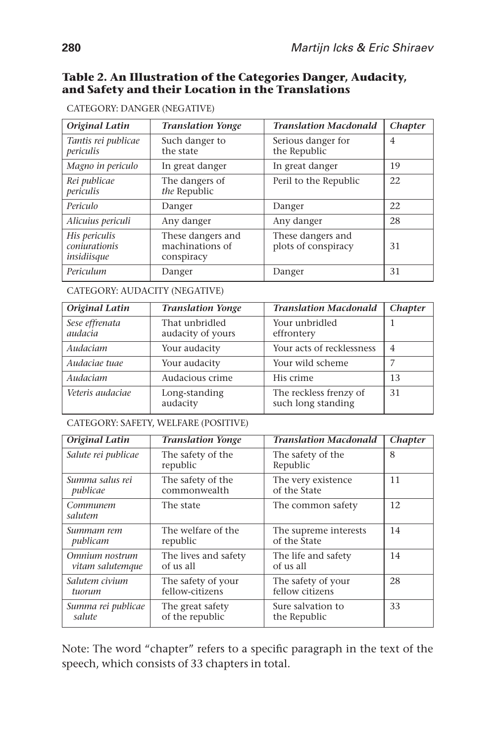**Table 2. An Illustration of the Categories Danger, Audacity, and Safety and their Location in the Translations**

CATEGORY: DANGER (NEGATIVE)

| *Original Latin* | *Translation Yonge* | *Translation Macdonald* | *Chapter* |
|---|---|---|---|
| *Tantis rei publicae periculis* | Such danger to the state | Serious danger for the Republic | 4 |
| *Magno in periculo* | In great danger | In great danger | 19 |
| *Rei publicae periculis* | The dangers of *the* Republic | Peril to the Republic | 22 |
| *Periculo* | Danger | Danger | 22 |
| *Alicuius periculi* | Any danger | Any danger | 28 |
| *His periculis coniurationis insidiisque* | These dangers and machinations of conspiracy | These dangers and plots of conspiracy | 31 |
| *Periculum* | Danger | Danger | 31 |

CATEGORY: AUDACITY (NEGATIVE)

| *Original Latin* | *Translation Yonge* | *Translation Macdonald* | *Chapter* |
|---|---|---|---|
| *Sese effrenata audacia* | That unbridled audacity of yours | Your unbridled effrontery | 1 |
| *Audaciam* | Your audacity | Your acts of recklessness | 4 |
| *Audaciae tuae* | Your audacity | Your wild scheme | 7 |
| *Audaciam* | Audacious crime | His crime | 13 |
| *Veteris audaciae* | Long-standing audacity | The reckless frenzy of such long standing | 31 |

CATEGORY: SAFETY, WELFARE (POSITIVE)

| *Original Latin* | *Translation Yonge* | *Translation Macdonald* | *Chapter* |
|---|---|---|---|
| *Salute rei publicae* | The safety of the republic | The safety of the Republic | 8 |
| *Summa salus rei publicae* | The safety of the commonwealth | The very existence of the State | 11 |
| *Communem salutem* | The state | The common safety | 12 |
| *Summam rem publicam* | The welfare of the republic | The supreme interests of the State | 14 |
| *Omnium nostrum vitam salutemque* | The lives and safety of us all | The life and safety of us all | 14 |
| *Salutem civium tuorum* | The safety of your fellow-citizens | The safety of your fellow citizens | 28 |
| *Summa rei publicae salute* | The great safety of the republic | Sure salvation to the Republic | 33 |

Note: The word "chapter" refers to a specific paragraph in the text of the speech, which consists of 33 chapters in total.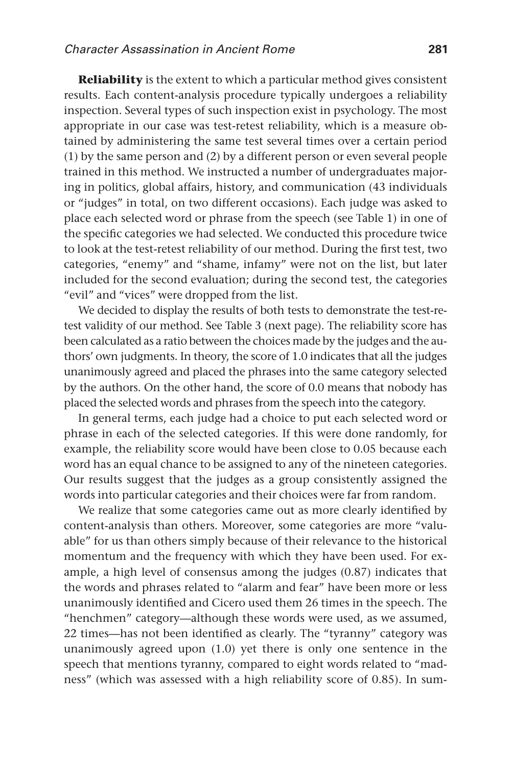**Reliability** is the extent to which a particular method gives consistent results. Each content-analysis procedure typically undergoes a reliability inspection. Several types of such inspection exist in psychology. The most appropriate in our case was test-retest reliability, which is a measure obtained by administering the same test several times over a certain period (1) by the same person and (2) by a different person or even several people trained in this method. We instructed a number of undergraduates majoring in politics, global affairs, history, and communication (43 individuals or "judges" in total, on two different occasions). Each judge was asked to place each selected word or phrase from the speech (see Table 1) in one of the specific categories we had selected. We conducted this procedure twice to look at the test-retest reliability of our method. During the first test, two categories, "enemy" and "shame, infamy" were not on the list, but later included for the second evaluation; during the second test, the categories "evil" and "vices" were dropped from the list.

We decided to display the results of both tests to demonstrate the test-retest validity of our method. See Table 3 (next page). The reliability score has been calculated as a ratio between the choices made by the judges and the authors' own judgments. In theory, the score of 1.0 indicates that all the judges unanimously agreed and placed the phrases into the same category selected by the authors. On the other hand, the score of 0.0 means that nobody has placed the selected words and phrases from the speech into the category.

In general terms, each judge had a choice to put each selected word or phrase in each of the selected categories. If this were done randomly, for example, the reliability score would have been close to 0.05 because each word has an equal chance to be assigned to any of the nineteen categories. Our results suggest that the judges as a group consistently assigned the words into particular categories and their choices were far from random.

We realize that some categories came out as more clearly identified by content-analysis than others. Moreover, some categories are more "valuable" for us than others simply because of their relevance to the historical momentum and the frequency with which they have been used. For example, a high level of consensus among the judges (0.87) indicates that the words and phrases related to "alarm and fear" have been more or less unanimously identified and Cicero used them 26 times in the speech. The "henchmen" category—although these words were used, as we assumed, 22 times—has not been identified as clearly. The "tyranny" category was unanimously agreed upon (1.0) yet there is only one sentence in the speech that mentions tyranny, compared to eight words related to "madness" (which was assessed with a high reliability score of 0.85). In sum-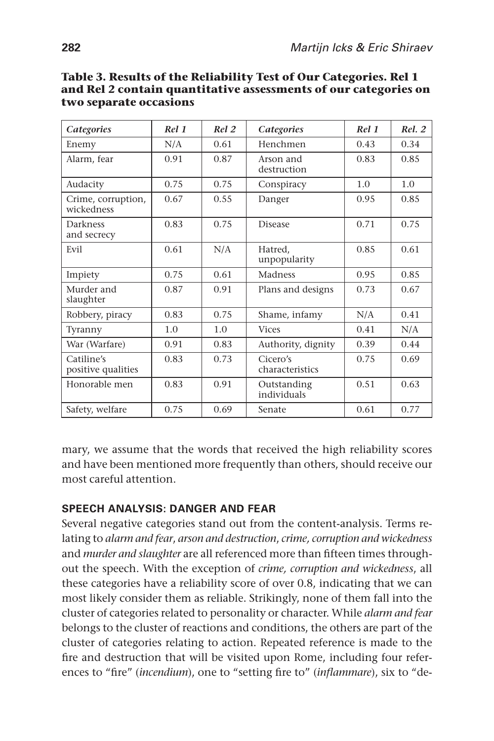**Table 3. Results of the Reliability Test of Our Categories. Rel 1 and Rel 2 contain quantitative assessments of our categories on two separate occasions**

| *Categories* | *Rel 1* | *Rel 2* | *Categories* | *Rel 1* | *Rel. 2* |
|---|---|---|---|---|---|
| Enemy | N/A | 0.61 | Henchmen | 0.43 | 0.34 |
| Alarm, fear | 0.91 | 0.87 | Arson and destruction | 0.83 | 0.85 |
| Audacity | 0.75 | 0.75 | Conspiracy | 1.0 | 1.0 |
| Crime, corruption, wickedness | 0.67 | 0.55 | Danger | 0.95 | 0.85 |
| Darkness and secrecy | 0.83 | 0.75 | Disease | 0.71 | 0.75 |
| Evil | 0.61 | N/A | Hatred, unpopularity | 0.85 | 0.61 |
| Impiety | 0.75 | 0.61 | Madness | 0.95 | 0.85 |
| Murder and slaughter | 0.87 | 0.91 | Plans and designs | 0.73 | 0.67 |
| Robbery, piracy | 0.83 | 0.75 | Shame, infamy | N/A | 0.41 |
| Tyranny | 1.0 | 1.0 | Vices | 0.41 | N/A |
| War (Warfare) | 0.91 | 0.83 | Authority, dignity | 0.39 | 0.44 |
| Catiline's positive qualities | 0.83 | 0.73 | Cicero's characteristics | 0.75 | 0.69 |
| Honorable men | 0.83 | 0.91 | Outstanding individuals | 0.51 | 0.63 |
| Safety, welfare | 0.75 | 0.69 | Senate | 0.61 | 0.77 |

mary, we assume that the words that received the high reliability scores and have been mentioned more frequently than others, should receive our most careful attention.

## SPEECH ANALYSIS: DANGER AND FEAR

Several negative categories stand out from the content-analysis. Terms relating to *alarm and fear*, *arson and destruction*, *crime, corruption and wickedness* and *murder and slaughter* are all referenced more than fifteen times throughout the speech. With the exception of *crime, corruption and wickedness*, all these categories have a reliability score of over 0.8, indicating that we can most likely consider them as reliable. Strikingly, none of them fall into the cluster of categories related to personality or character. While *alarm and fear* belongs to the cluster of reactions and conditions, the others are part of the cluster of categories relating to action. Repeated reference is made to the fire and destruction that will be visited upon Rome, including four references to "fire" (*incendium*), one to "setting fire to" (*inflammare*), six to "de-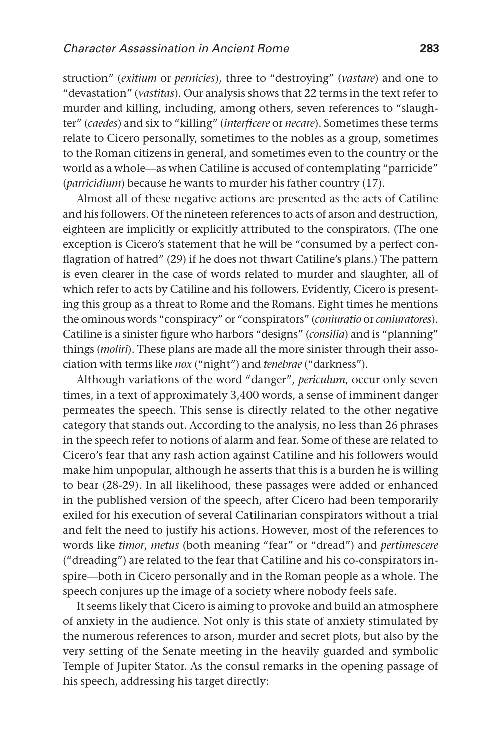struction" (*exitium* or *pernicies*), three to "destroying" (*vastare*) and one to "devastation" (*vastitas*). Our analysis shows that 22 terms in the text refer to murder and killing, including, among others, seven references to "slaughter" (*caedes*) and six to "killing" (*interficere* or *necare*). Sometimes these terms relate to Cicero personally, sometimes to the nobles as a group, sometimes to the Roman citizens in general, and sometimes even to the country or the world as a whole—as when Catiline is accused of contemplating "parricide" (*parricidium*) because he wants to murder his father country (17).

Almost all of these negative actions are presented as the acts of Catiline and his followers. Of the nineteen references to acts of arson and destruction, eighteen are implicitly or explicitly attributed to the conspirators. (The one exception is Cicero's statement that he will be "consumed by a perfect conflagration of hatred" (29) if he does not thwart Catiline's plans.) The pattern is even clearer in the case of words related to murder and slaughter, all of which refer to acts by Catiline and his followers. Evidently, Cicero is presenting this group as a threat to Rome and the Romans. Eight times he mentions the ominous words "conspiracy" or "conspirators" (*coniuratio* or *coniuratores*). Catiline is a sinister figure who harbors "designs" (*consilia*) and is "planning" things (*moliri*). These plans are made all the more sinister through their association with terms like *nox* ("night") and *tenebrae* ("darkness").

Although variations of the word "danger", *periculum*, occur only seven times, in a text of approximately 3,400 words, a sense of imminent danger permeates the speech. This sense is directly related to the other negative category that stands out. According to the analysis, no less than 26 phrases in the speech refer to notions of alarm and fear. Some of these are related to Cicero's fear that any rash action against Catiline and his followers would make him unpopular, although he asserts that this is a burden he is willing to bear (28-29). In all likelihood, these passages were added or enhanced in the published version of the speech, after Cicero had been temporarily exiled for his execution of several Catilinarian conspirators without a trial and felt the need to justify his actions. However, most of the references to words like *timor*, *metus* (both meaning "fear" or "dread") and *pertimescere* ("dreading") are related to the fear that Catiline and his co-conspirators inspire—both in Cicero personally and in the Roman people as a whole. The speech conjures up the image of a society where nobody feels safe.

It seems likely that Cicero is aiming to provoke and build an atmosphere of anxiety in the audience. Not only is this state of anxiety stimulated by the numerous references to arson, murder and secret plots, but also by the very setting of the Senate meeting in the heavily guarded and symbolic Temple of Jupiter Stator. As the consul remarks in the opening passage of his speech, addressing his target directly: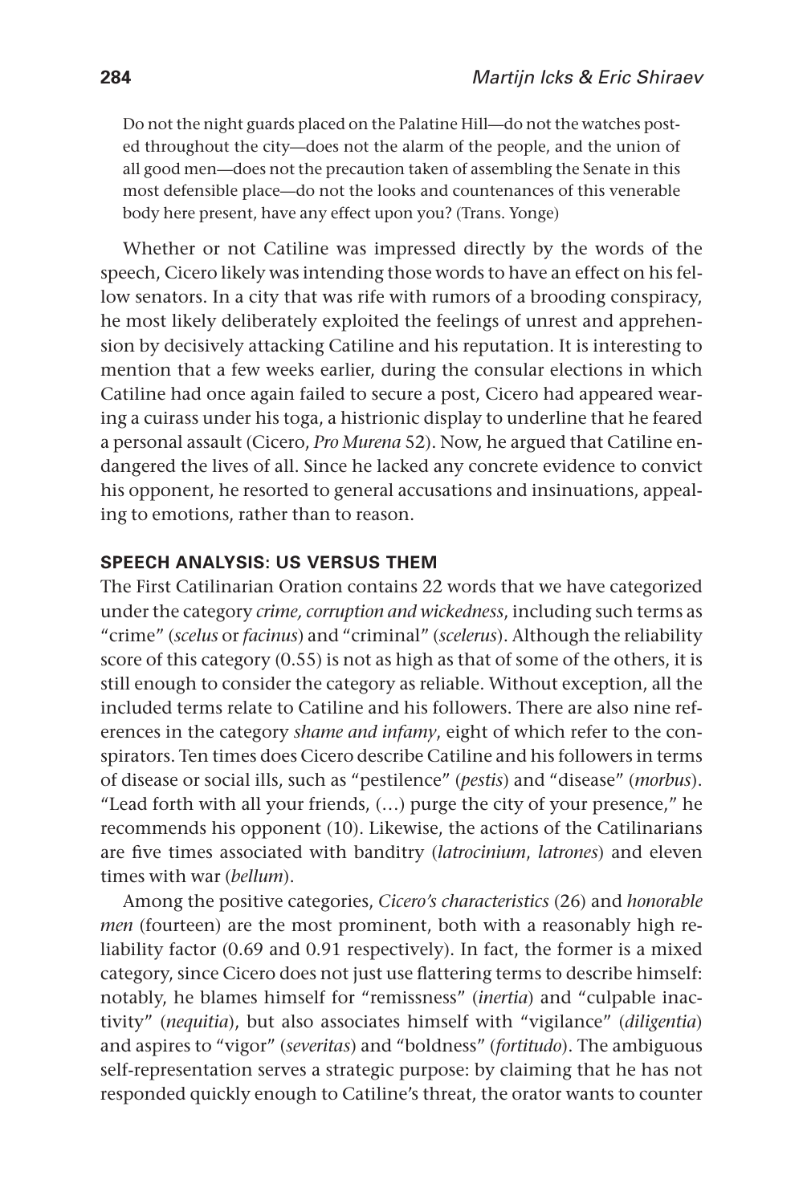> Do not the night guards placed on the Palatine Hill—do not the watches posted throughout the city—does not the alarm of the people, and the union of all good men—does not the precaution taken of assembling the Senate in this most defensible place—do not the looks and countenances of this venerable body here present, have any effect upon you? (Trans. Yonge)

Whether or not Catiline was impressed directly by the words of the speech, Cicero likely was intending those words to have an effect on his fellow senators. In a city that was rife with rumors of a brooding conspiracy, he most likely deliberately exploited the feelings of unrest and apprehension by decisively attacking Catiline and his reputation. It is interesting to mention that a few weeks earlier, during the consular elections in which Catiline had once again failed to secure a post, Cicero had appeared wearing a cuirass under his toga, a histrionic display to underline that he feared a personal assault (Cicero, *Pro Murena* 52). Now, he argued that Catiline endangered the lives of all. Since he lacked any concrete evidence to convict his opponent, he resorted to general accusations and insinuations, appealing to emotions, rather than to reason.

## SPEECH ANALYSIS: US VERSUS THEM

The First Catilinarian Oration contains 22 words that we have categorized under the category *crime, corruption and wickedness*, including such terms as "crime" (*scelus* or *facinus*) and "criminal" (*scelerus*). Although the reliability score of this category (0.55) is not as high as that of some of the others, it is still enough to consider the category as reliable. Without exception, all the included terms relate to Catiline and his followers. There are also nine references in the category *shame and infamy*, eight of which refer to the conspirators. Ten times does Cicero describe Catiline and his followers in terms of disease or social ills, such as "pestilence" (*pestis*) and "disease" (*morbus*). "Lead forth with all your friends, (…) purge the city of your presence," he recommends his opponent (10). Likewise, the actions of the Catilinarians are five times associated with banditry (*latrocinium*, *latrones*) and eleven times with war (*bellum*).

Among the positive categories, *Cicero's characteristics* (26) and *honorable men* (fourteen) are the most prominent, both with a reasonably high reliability factor (0.69 and 0.91 respectively). In fact, the former is a mixed category, since Cicero does not just use flattering terms to describe himself: notably, he blames himself for "remissness" (*inertia*) and "culpable inactivity" (*nequitia*), but also associates himself with "vigilance" (*diligentia*) and aspires to "vigor" (*severitas*) and "boldness" (*fortitudo*). The ambiguous self-representation serves a strategic purpose: by claiming that he has not responded quickly enough to Catiline's threat, the orator wants to counter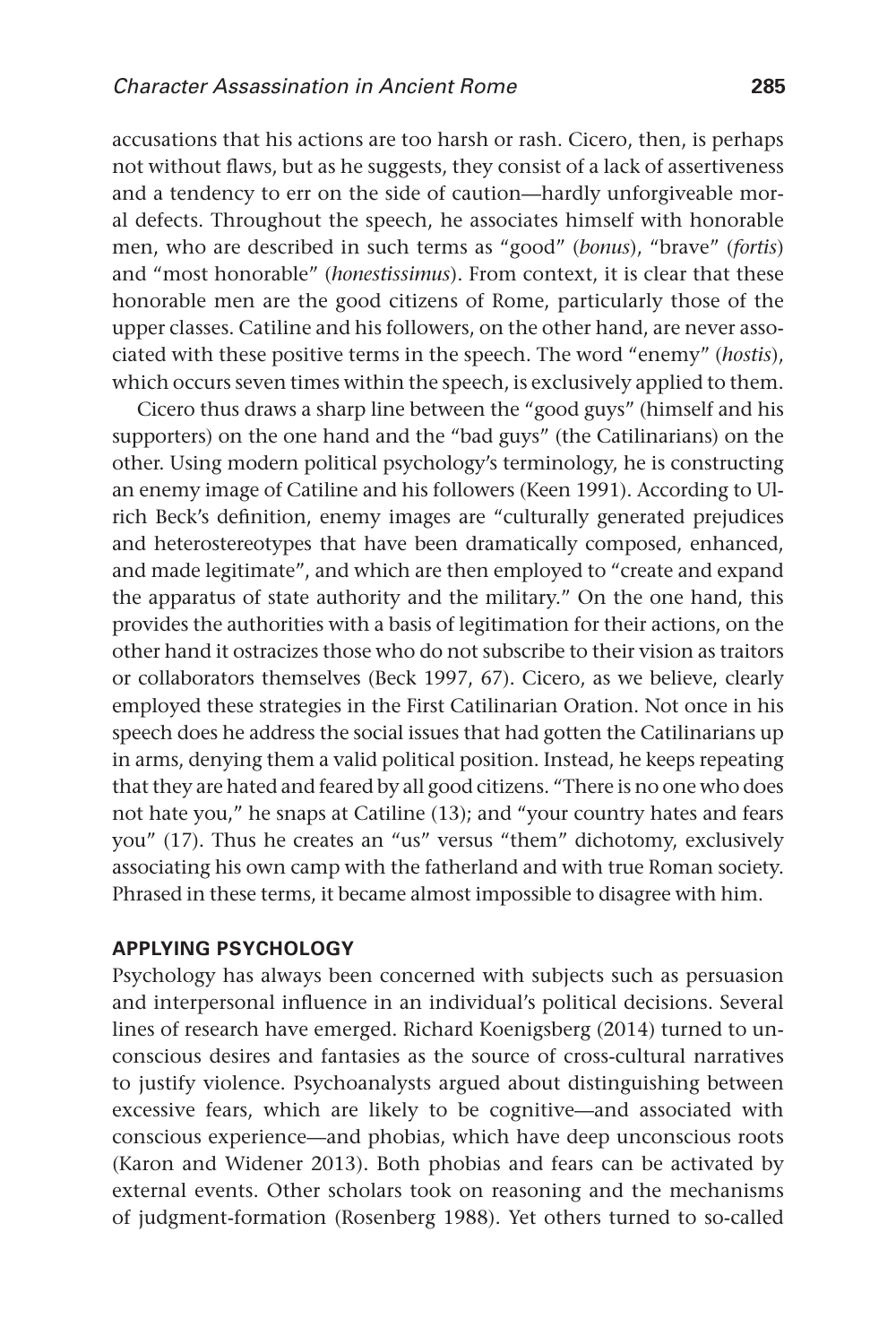accusations that his actions are too harsh or rash. Cicero, then, is perhaps not without flaws, but as he suggests, they consist of a lack of assertiveness and a tendency to err on the side of caution—hardly unforgiveable moral defects. Throughout the speech, he associates himself with honorable men, who are described in such terms as "good" (*bonus*), "brave" (*fortis*) and "most honorable" (*honestissimus*). From context, it is clear that these honorable men are the good citizens of Rome, particularly those of the upper classes. Catiline and his followers, on the other hand, are never associated with these positive terms in the speech. The word "enemy" (*hostis*), which occurs seven times within the speech, is exclusively applied to them.

Cicero thus draws a sharp line between the "good guys" (himself and his supporters) on the one hand and the "bad guys" (the Catilinarians) on the other. Using modern political psychology's terminology, he is constructing an enemy image of Catiline and his followers (Keen 1991). According to Ulrich Beck's definition, enemy images are "culturally generated prejudices and heterostereotypes that have been dramatically composed, enhanced, and made legitimate", and which are then employed to "create and expand the apparatus of state authority and the military." On the one hand, this provides the authorities with a basis of legitimation for their actions, on the other hand it ostracizes those who do not subscribe to their vision as traitors or collaborators themselves (Beck 1997, 67). Cicero, as we believe, clearly employed these strategies in the First Catilinarian Oration. Not once in his speech does he address the social issues that had gotten the Catilinarians up in arms, denying them a valid political position. Instead, he keeps repeating that they are hated and feared by all good citizens. "There is no one who does not hate you," he snaps at Catiline (13); and "your country hates and fears you" (17). Thus he creates an "us" versus "them" dichotomy, exclusively associating his own camp with the fatherland and with true Roman society. Phrased in these terms, it became almost impossible to disagree with him.

## APPLYING PSYCHOLOGY

Psychology has always been concerned with subjects such as persuasion and interpersonal influence in an individual's political decisions. Several lines of research have emerged. Richard Koenigsberg (2014) turned to unconscious desires and fantasies as the source of cross-cultural narratives to justify violence. Psychoanalysts argued about distinguishing between excessive fears, which are likely to be cognitive—and associated with conscious experience—and phobias, which have deep unconscious roots (Karon and Widener 2013). Both phobias and fears can be activated by external events. Other scholars took on reasoning and the mechanisms of judgment-formation (Rosenberg 1988). Yet others turned to so-called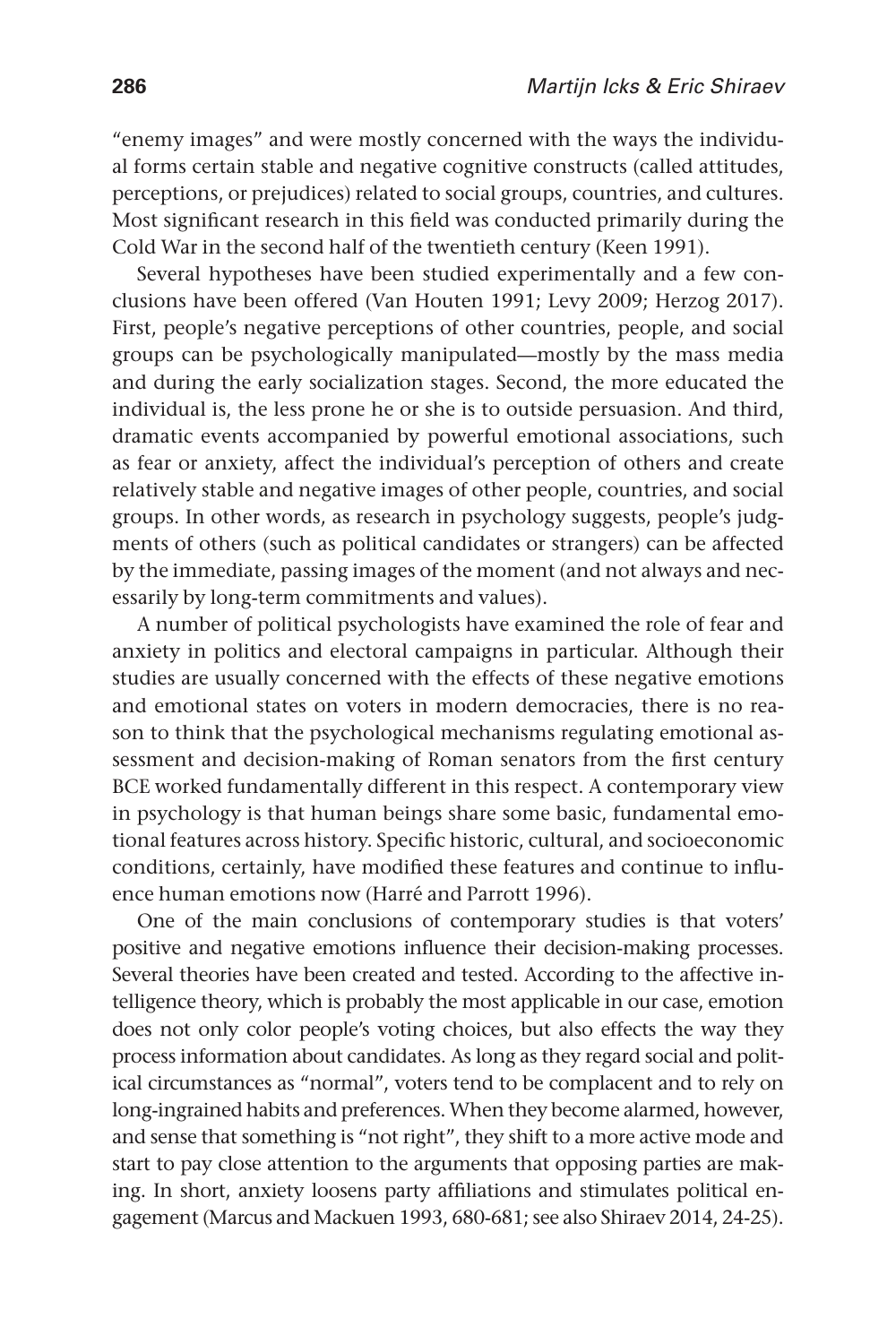"enemy images" and were mostly concerned with the ways the individual forms certain stable and negative cognitive constructs (called attitudes, perceptions, or prejudices) related to social groups, countries, and cultures. Most significant research in this field was conducted primarily during the Cold War in the second half of the twentieth century (Keen 1991).

Several hypotheses have been studied experimentally and a few conclusions have been offered (Van Houten 1991; Levy 2009; Herzog 2017). First, people's negative perceptions of other countries, people, and social groups can be psychologically manipulated—mostly by the mass media and during the early socialization stages. Second, the more educated the individual is, the less prone he or she is to outside persuasion. And third, dramatic events accompanied by powerful emotional associations, such as fear or anxiety, affect the individual's perception of others and create relatively stable and negative images of other people, countries, and social groups. In other words, as research in psychology suggests, people's judgments of others (such as political candidates or strangers) can be affected by the immediate, passing images of the moment (and not always and necessarily by long-term commitments and values).

A number of political psychologists have examined the role of fear and anxiety in politics and electoral campaigns in particular. Although their studies are usually concerned with the effects of these negative emotions and emotional states on voters in modern democracies, there is no reason to think that the psychological mechanisms regulating emotional assessment and decision-making of Roman senators from the first century BCE worked fundamentally different in this respect. A contemporary view in psychology is that human beings share some basic, fundamental emotional features across history. Specific historic, cultural, and socioeconomic conditions, certainly, have modified these features and continue to influence human emotions now (Harré and Parrott 1996).

One of the main conclusions of contemporary studies is that voters' positive and negative emotions influence their decision-making processes. Several theories have been created and tested. According to the affective intelligence theory, which is probably the most applicable in our case, emotion does not only color people's voting choices, but also effects the way they process information about candidates. As long as they regard social and political circumstances as "normal", voters tend to be complacent and to rely on long-ingrained habits and preferences. When they become alarmed, however, and sense that something is "not right", they shift to a more active mode and start to pay close attention to the arguments that opposing parties are making. In short, anxiety loosens party affiliations and stimulates political engagement (Marcus and Mackuen 1993, 680-681; see also Shiraev 2014, 24-25).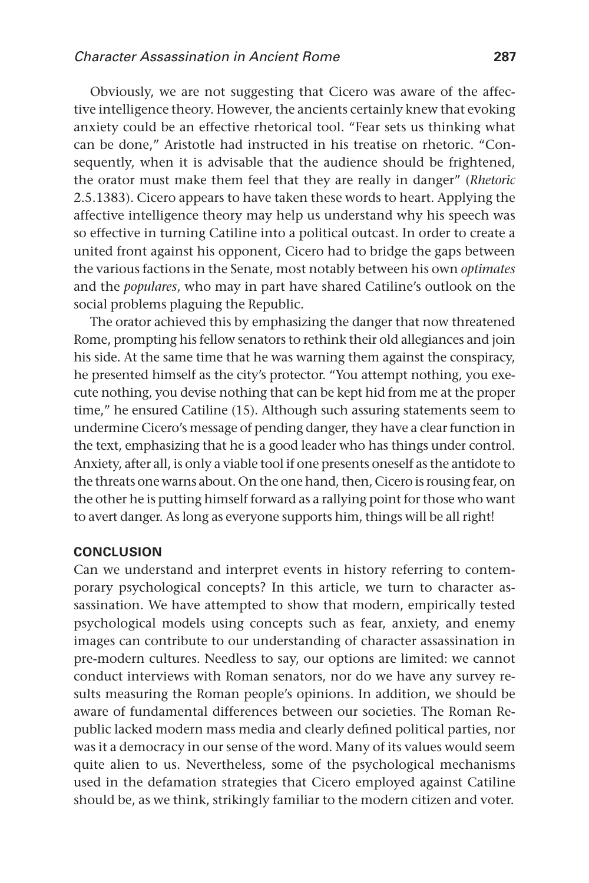Obviously, we are not suggesting that Cicero was aware of the affective intelligence theory. However, the ancients certainly knew that evoking anxiety could be an effective rhetorical tool. "Fear sets us thinking what can be done," Aristotle had instructed in his treatise on rhetoric. "Consequently, when it is advisable that the audience should be frightened, the orator must make them feel that they are really in danger" (*Rhetoric* 2.5.1383). Cicero appears to have taken these words to heart. Applying the affective intelligence theory may help us understand why his speech was so effective in turning Catiline into a political outcast. In order to create a united front against his opponent, Cicero had to bridge the gaps between the various factions in the Senate, most notably between his own *optimates* and the *populares*, who may in part have shared Catiline's outlook on the social problems plaguing the Republic.

The orator achieved this by emphasizing the danger that now threatened Rome, prompting his fellow senators to rethink their old allegiances and join his side. At the same time that he was warning them against the conspiracy, he presented himself as the city's protector. "You attempt nothing, you execute nothing, you devise nothing that can be kept hid from me at the proper time," he ensured Catiline (15). Although such assuring statements seem to undermine Cicero's message of pending danger, they have a clear function in the text, emphasizing that he is a good leader who has things under control. Anxiety, after all, is only a viable tool if one presents oneself as the antidote to the threats one warns about. On the one hand, then, Cicero is rousing fear, on the other he is putting himself forward as a rallying point for those who want to avert danger. As long as everyone supports him, things will be all right!

## CONCLUSION

Can we understand and interpret events in history referring to contemporary psychological concepts? In this article, we turn to character assassination. We have attempted to show that modern, empirically tested psychological models using concepts such as fear, anxiety, and enemy images can contribute to our understanding of character assassination in pre-modern cultures. Needless to say, our options are limited: we cannot conduct interviews with Roman senators, nor do we have any survey results measuring the Roman people's opinions. In addition, we should be aware of fundamental differences between our societies. The Roman Republic lacked modern mass media and clearly defined political parties, nor was it a democracy in our sense of the word. Many of its values would seem quite alien to us. Nevertheless, some of the psychological mechanisms used in the defamation strategies that Cicero employed against Catiline should be, as we think, strikingly familiar to the modern citizen and voter.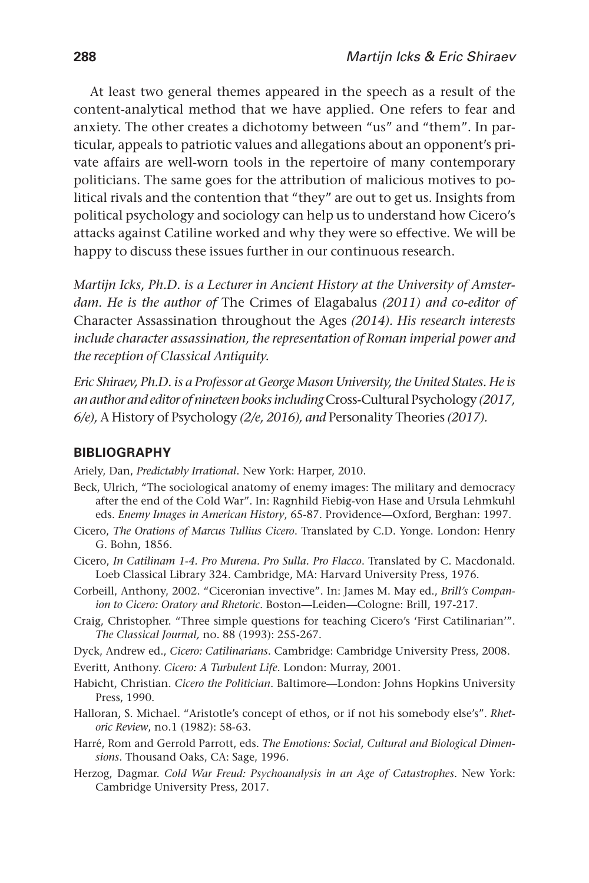At least two general themes appeared in the speech as a result of the content-analytical method that we have applied. One refers to fear and anxiety. The other creates a dichotomy between "us" and "them". In particular, appeals to patriotic values and allegations about an opponent's private affairs are well-worn tools in the repertoire of many contemporary politicians. The same goes for the attribution of malicious motives to political rivals and the contention that "they" are out to get us. Insights from political psychology and sociology can help us to understand how Cicero's attacks against Catiline worked and why they were so effective. We will be happy to discuss these issues further in our continuous research.

*Martijn Icks, Ph.D. is a Lecturer in Ancient History at the University of Amsterdam. He is the author of* The Crimes of Elagabalus *(2011) and co-editor of* Character Assassination throughout the Ages *(2014). His research interests include character assassination, the representation of Roman imperial power and the reception of Classical Antiquity.*

*Eric Shiraev, Ph.D. is a Professor at George Mason University, the United States. He is an author and editor of nineteen books including* Cross-Cultural Psychology *(2017, 6/e),* A History of Psychology *(2/e, 2016), and* Personality Theories *(2017).*

## BIBLIOGRAPHY

Ariely, Dan, *Predictably Irrational*. New York: Harper, 2010.

Beck, Ulrich, "The sociological anatomy of enemy images: The military and democracy after the end of the Cold War". In: Ragnhild Fiebig-von Hase and Ursula Lehmkuhl eds. *Enemy Images in American History*, 65-87. Providence—Oxford, Berghan: 1997.

Cicero, *The Orations of Marcus Tullius Cicero*. Translated by C.D. Yonge. London: Henry G. Bohn, 1856.

Cicero, *In Catilinam 1-4. Pro Murena. Pro Sulla. Pro Flacco*. Translated by C. Macdonald. Loeb Classical Library 324. Cambridge, MA: Harvard University Press, 1976.

Corbeill, Anthony, 2002. "Ciceronian invective". In: James M. May ed., *Brill's Companion to Cicero: Oratory and Rhetoric*. Boston—Leiden—Cologne: Brill, 197-217.

Craig, Christopher. "Three simple questions for teaching Cicero's 'First Catilinarian'". *The Classical Journal,* no. 88 (1993): 255-267.

Dyck, Andrew ed., *Cicero: Catilinarians*. Cambridge: Cambridge University Press, 2008.

Everitt, Anthony. *Cicero: A Turbulent Life*. London: Murray, 2001.

Habicht, Christian. *Cicero the Politician*. Baltimore—London: Johns Hopkins University Press, 1990.

Halloran, S. Michael. "Aristotle's concept of ethos, or if not his somebody else's". *Rhetoric Review*, no.1 (1982): 58-63.

Harré, Rom and Gerrold Parrott, eds. *The Emotions: Social, Cultural and Biological Dimensions*. Thousand Oaks, CA: Sage, 1996.

Herzog, Dagmar. *Cold War Freud: Psychoanalysis in an Age of Catastrophes*. New York: Cambridge University Press, 2017.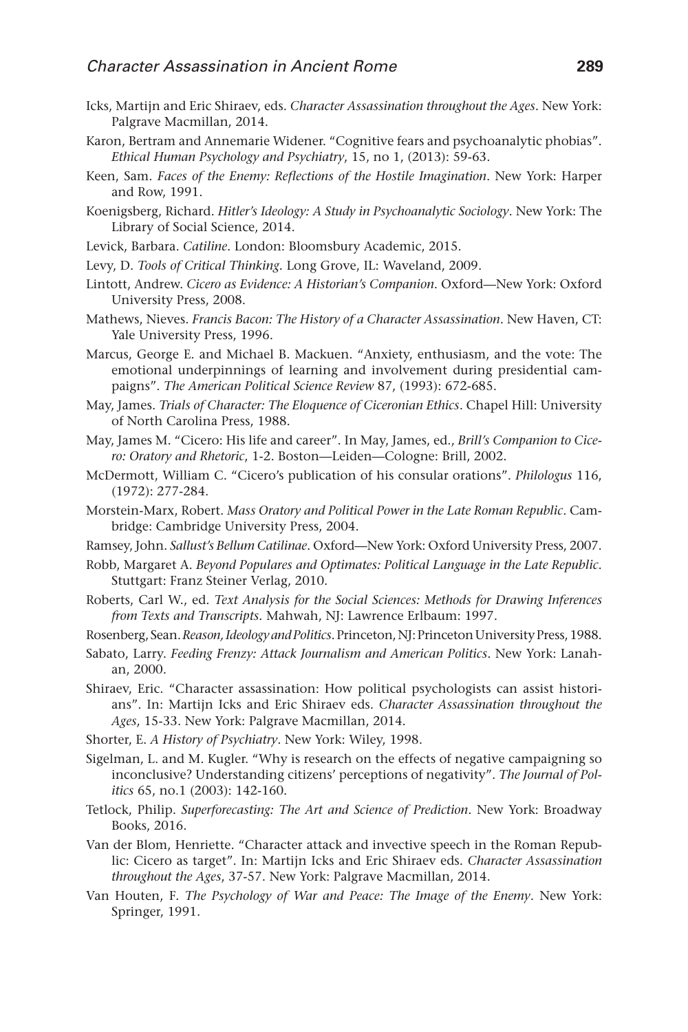Icks, Martijn and Eric Shiraev, eds. *Character Assassination throughout the Ages*. New York: Palgrave Macmillan, 2014.

Karon, Bertram and Annemarie Widener. "Cognitive fears and psychoanalytic phobias". *Ethical Human Psychology and Psychiatry*, 15, no 1, (2013): 59-63.

Keen, Sam. *Faces of the Enemy: Reflections of the Hostile Imagination*. New York: Harper and Row, 1991.

Koenigsberg, Richard. *Hitler's Ideology: A Study in Psychoanalytic Sociology*. New York: The Library of Social Science, 2014.

Levick, Barbara. *Catiline*. London: Bloomsbury Academic, 2015.

Levy, D. *Tools of Critical Thinking.* Long Grove, IL: Waveland, 2009.

Lintott, Andrew. *Cicero as Evidence: A Historian's Companion*. Oxford—New York: Oxford University Press, 2008.

Mathews, Nieves. *Francis Bacon: The History of a Character Assassination*. New Haven, CT: Yale University Press, 1996.

Marcus, George E. and Michael B. Mackuen. "Anxiety, enthusiasm, and the vote: The emotional underpinnings of learning and involvement during presidential campaigns". *The American Political Science Review* 87, (1993): 672-685.

May, James. *Trials of Character: The Eloquence of Ciceronian Ethics*. Chapel Hill: University of North Carolina Press, 1988.

May, James M. "Cicero: His life and career". In May, James, ed., *Brill's Companion to Cicero: Oratory and Rhetoric*, 1-2. Boston—Leiden—Cologne: Brill, 2002.

McDermott, William C. "Cicero's publication of his consular orations". *Philologus* 116, (1972): 277-284.

Morstein-Marx, Robert. *Mass Oratory and Political Power in the Late Roman Republic*. Cambridge: Cambridge University Press, 2004.

Ramsey, John. *Sallust's Bellum Catilinae*. Oxford—New York: Oxford University Press, 2007.

Robb, Margaret A. *Beyond Populares and Optimates: Political Language in the Late Republic*. Stuttgart: Franz Steiner Verlag, 2010.

Roberts, Carl W., ed. *Text Analysis for the Social Sciences: Methods for Drawing Inferences from Texts and Transcripts*. Mahwah, NJ: Lawrence Erlbaum: 1997.

Rosenberg, Sean. *Reason, Ideology and Politics*. Princeton, NJ: Princeton University Press, 1988.

Sabato, Larry. *Feeding Frenzy: Attack Journalism and American Politics*. New York: Lanahan, 2000.

Shiraev, Eric. "Character assassination: How political psychologists can assist historians". In: Martijn Icks and Eric Shiraev eds. *Character Assassination throughout the Ages*, 15-33. New York: Palgrave Macmillan, 2014.

Shorter, E. *A History of Psychiatry*. New York: Wiley, 1998.

Sigelman, L. and M. Kugler. "Why is research on the effects of negative campaigning so inconclusive? Understanding citizens' perceptions of negativity". *The Journal of Politics* 65, no.1 (2003): 142-160.

Tetlock, Philip. *Superforecasting: The Art and Science of Prediction*. New York: Broadway Books, 2016.

Van der Blom, Henriette. "Character attack and invective speech in the Roman Republic: Cicero as target". In: Martijn Icks and Eric Shiraev eds. *Character Assassination throughout the Ages*, 37-57. New York: Palgrave Macmillan, 2014.

Van Houten, F. *The Psychology of War and Peace: The Image of the Enemy*. New York: Springer, 1991.